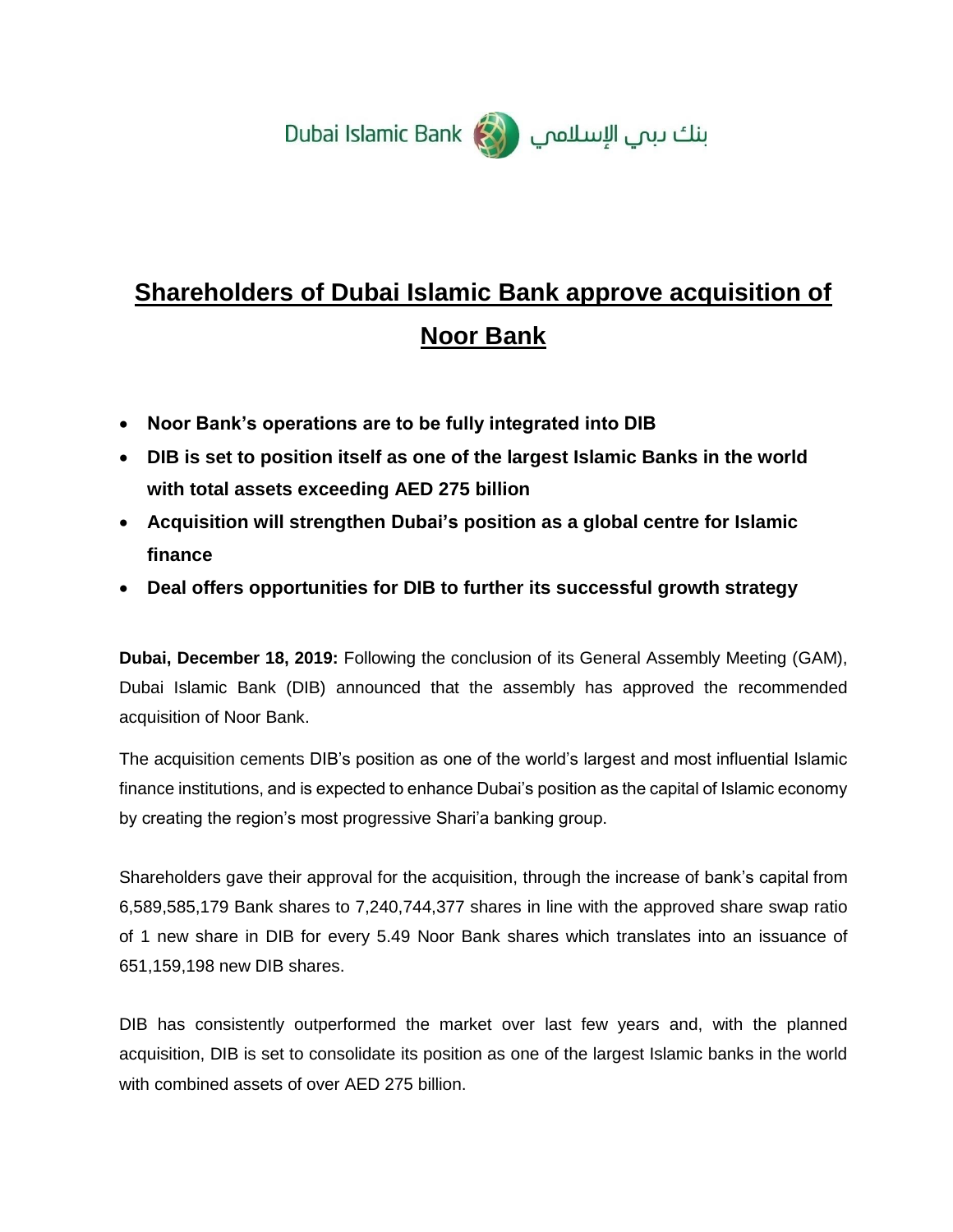Dubai Islamic Bank بنك دبي الإسلامي

# Shareholders of Dubai Islamic Bank approve acquisition of Noor Bank

- **Noor Bank's operations are to be fully integrated into DIB**
- **DIB is set to position itself as one of the largest Islamic Banks in the world with total assets exceeding AED 275 billion**
- **Acquisition will strengthen Dubai's position as a global centre for Islamic finance**
- **Deal offers opportunities for DIB to further its successful growth strategy**

**Dubai, December 18, 2019:** Following the conclusion of its General Assembly Meeting (GAM), Dubai Islamic Bank (DIB) announced that the assembly has approved the recommended acquisition of Noor Bank.

The acquisition cements DIB's position as one of the world's largest and most influential Islamic finance institutions, and is expected to enhance Dubai's position as the capital of Islamic economy by creating the region's most progressive Shari'a banking group.

Shareholders gave their approval for the acquisition, through the increase of bank's capital from 6,589,585,179 Bank shares to 7,240,744,377 shares in line with the approved share swap ratio of 1 new share in DIB for every 5.49 Noor Bank shares which translates into an issuance of 651,159,198 new DIB shares.

DIB has consistently outperformed the market over last few years and, with the planned acquisition, DIB is set to consolidate its position as one of the largest Islamic banks in the world with combined assets of over AED 275 billion.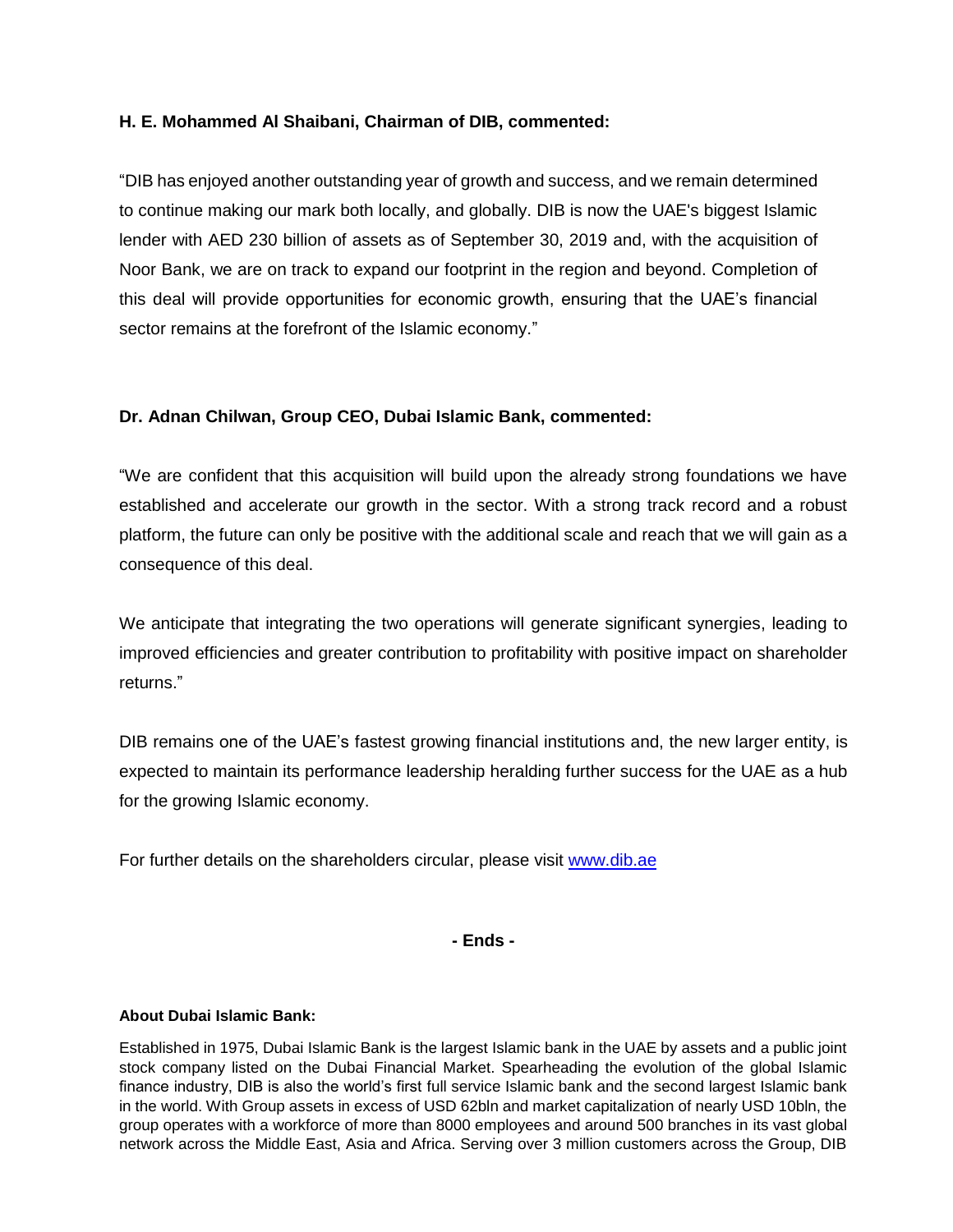**H. E. Mohammed Al Shaibani, Chairman of DIB, commented:**

"DIB has enjoyed another outstanding year of growth and success, and we remain determined to continue making our mark both locally, and globally. DIB is now the UAE's biggest Islamic lender with AED 230 billion of assets as of September 30, 2019 and, with the acquisition of Noor Bank, we are on track to expand our footprint in the region and beyond. Completion of this deal will provide opportunities for economic growth, ensuring that the UAE's financial sector remains at the forefront of the Islamic economy."

**Dr. Adnan Chilwan, Group CEO, Dubai Islamic Bank, commented:**

"We are confident that this acquisition will build upon the already strong foundations we have established and accelerate our growth in the sector. With a strong track record and a robust platform, the future can only be positive with the additional scale and reach that we will gain as a consequence of this deal.

We anticipate that integrating the two operations will generate significant synergies, leading to improved efficiencies and greater contribution to profitability with positive impact on shareholder returns."

DIB remains one of the UAE's fastest growing financial institutions and, the new larger entity, is expected to maintain its performance leadership heralding further success for the UAE as a hub for the growing Islamic economy.

For further details on the shareholders circular, please visit [www.dib.ae](www.dib.ae)

**- Ends -**

**About Dubai Islamic Bank:**

Established in 1975, Dubai Islamic Bank is the largest Islamic bank in the UAE by assets and a public joint stock company listed on the Dubai Financial Market. Spearheading the evolution of the global Islamic finance industry, DIB is also the world's first full service Islamic bank and the second largest Islamic bank in the world. With Group assets in excess of USD 62bln and market capitalization of nearly USD 10bln, the group operates with a workforce of more than 8000 employees and around 500 branches in its vast global network across the Middle East, Asia and Africa. Serving over 3 million customers across the Group, DIB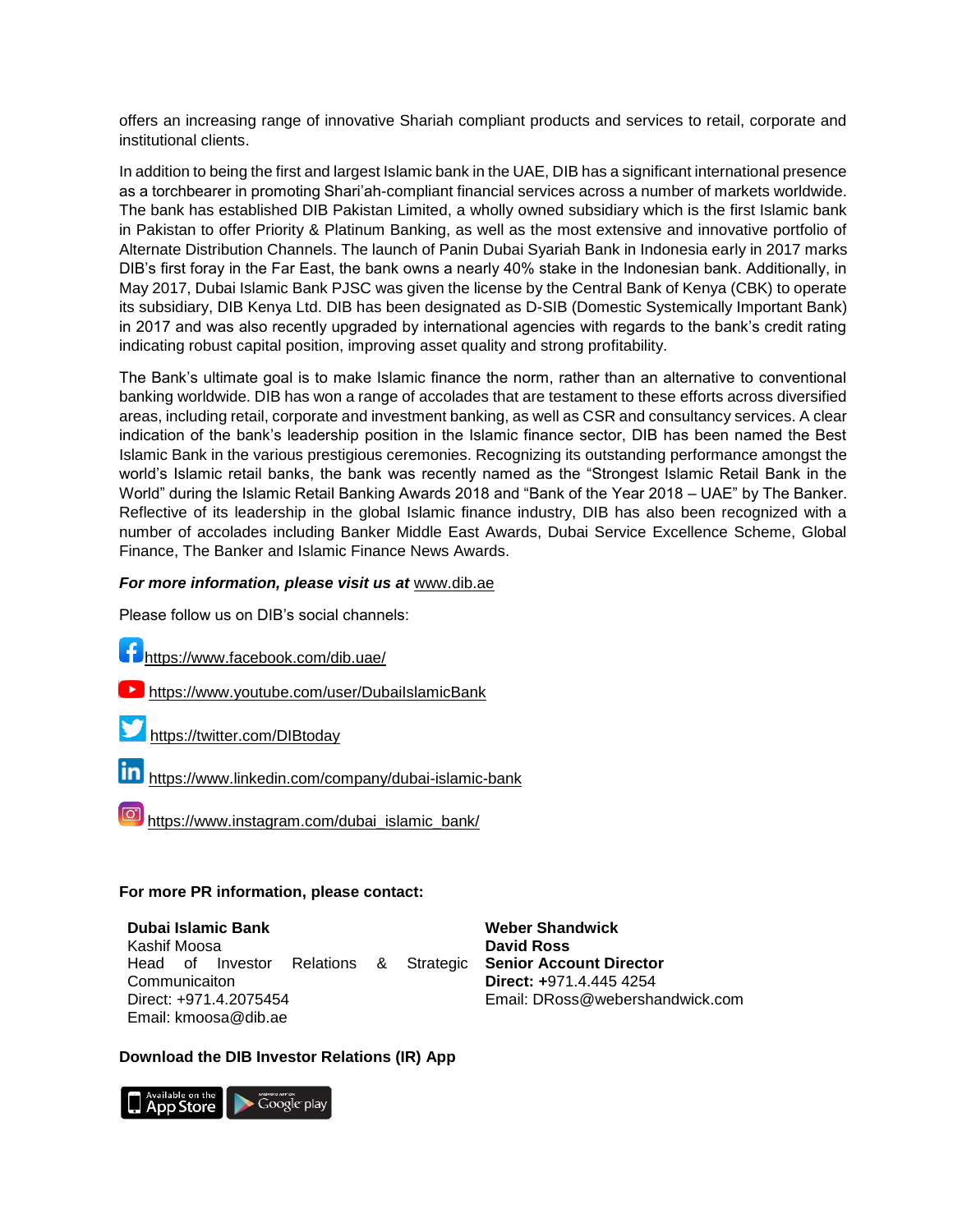offers an increasing range of innovative Shariah compliant products and services to retail, corporate and institutional clients.

In addition to being the first and largest Islamic bank in the UAE, DIB has a significant international presence as a torchbearer in promoting Shari'ah-compliant financial services across a number of markets worldwide. The bank has established DIB Pakistan Limited, a wholly owned subsidiary which is the first Islamic bank in Pakistan to offer Priority & Platinum Banking, as well as the most extensive and innovative portfolio of Alternate Distribution Channels. The launch of Panin Dubai Syariah Bank in Indonesia early in 2017 marks DIB's first foray in the Far East, the bank owns a nearly 40% stake in the Indonesian bank. Additionally, in May 2017, Dubai Islamic Bank PJSC was given the license by the Central Bank of Kenya (CBK) to operate its subsidiary, DIB Kenya Ltd. DIB has been designated as D-SIB (Domestic Systemically Important Bank) in 2017 and was also recently upgraded by international agencies with regards to the bank's credit rating indicating robust capital position, improving asset quality and strong profitability.

The Bank's ultimate goal is to make Islamic finance the norm, rather than an alternative to conventional banking worldwide. DIB has won a range of accolades that are testament to these efforts across diversified areas, including retail, corporate and investment banking, as well as CSR and consultancy services. A clear indication of the bank's leadership position in the Islamic finance sector, DIB has been named the Best Islamic Bank in the various prestigious ceremonies. Recognizing its outstanding performance amongst the world's Islamic retail banks, the bank was recently named as the "Strongest Islamic Retail Bank in the World" during the Islamic Retail Banking Awards 2018 and "Bank of the Year 2018 – UAE" by The Banker. Reflective of its leadership in the global Islamic finance industry, DIB has also been recognized with a number of accolades including Banker Middle East Awards, Dubai Service Excellence Scheme, Global Finance, The Banker and Islamic Finance News Awards.

***For more information, please visit us at*** www.dib.ae

Please follow us on DIB's social channels:

https://www.facebook.com/dib.uae/

https://www.youtube.com/user/DubaiIslamicBank

https://twitter.com/DIBtoday

https://www.linkedin.com/company/dubai-islamic-bank

https://www.instagram.com/dubai_islamic_bank/

**For more PR information, please contact:**

**Dubai Islamic Bank**
Kashif Moosa
Head of Investor Relations & Strategic Communicaiton
Direct: +971.4.2075454
Email: kmoosa@dib.ae

**Weber Shandwick**
**David Ross**
**Senior Account Director**
**Direct: +**971.4.445 4254
Email: DRoss@webershandwick.com

**Download the DIB Investor Relations (IR) App**

Available on the App Store | Google play